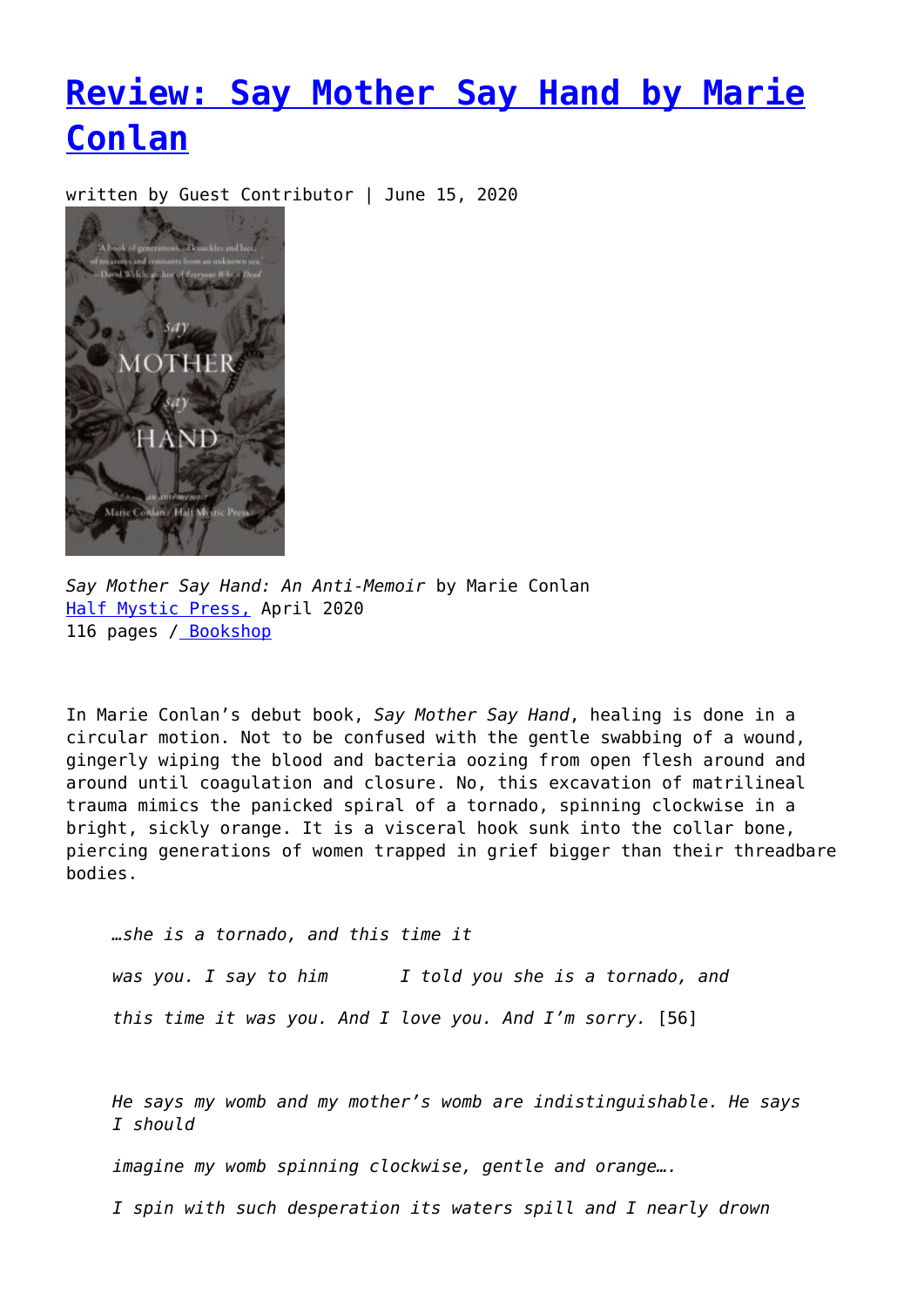# Review: Say Mother Say Hand by Marie Conlan

written by Guest Contributor | June 15, 2020

*Say Mother Say Hand: An Anti-Memoir* by Marie Conlan
Half Mystic Press, April 2020
116 pages / Bookshop

In Marie Conlan's debut book, *Say Mother Say Hand*, healing is done in a circular motion. Not to be confused with the gentle swabbing of a wound, gingerly wiping the blood and bacteria oozing from open flesh around and around until coagulation and closure. No, this excavation of matrilineal trauma mimics the panicked spiral of a tornado, spinning clockwise in a bright, sickly orange. It is a visceral hook sunk into the collar bone, piercing generations of women trapped in grief bigger than their threadbare bodies.

> *…she is a tornado, and this time it*
>
> *was you. I say to him        I told you she is a tornado, and*
>
> *this time it was you. And I love you. And I'm sorry.* [56]

> *He says my womb and my mother's womb are indistinguishable. He says I should*
>
> *imagine my womb spinning clockwise, gentle and orange….*
>
> *I spin with such desperation its waters spill and I nearly drown*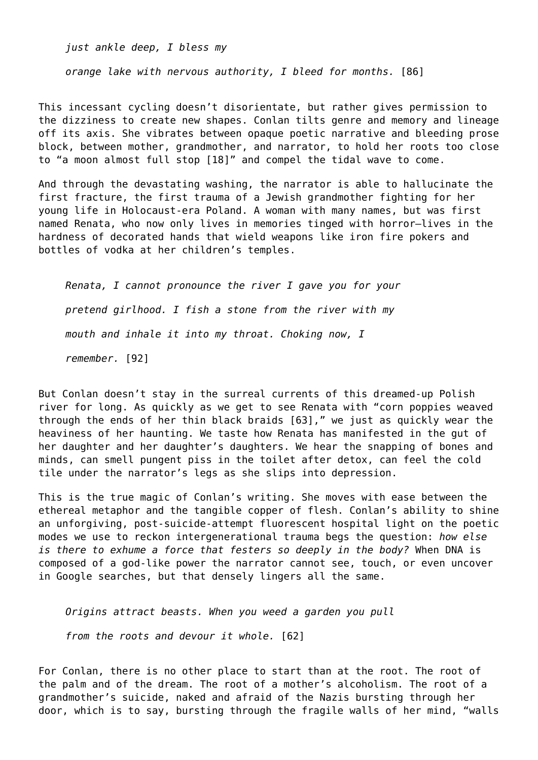> *just ankle deep, I bless my*
>
> *orange lake with nervous authority, I bleed for months.* [86]

This incessant cycling doesn't disorientate, but rather gives permission to the dizziness to create new shapes. Conlan tilts genre and memory and lineage off its axis. She vibrates between opaque poetic narrative and bleeding prose block, between mother, grandmother, and narrator, to hold her roots too close to "a moon almost full stop [18]" and compel the tidal wave to come.

And through the devastating washing, the narrator is able to hallucinate the first fracture, the first trauma of a Jewish grandmother fighting for her young life in Holocaust-era Poland. A woman with many names, but was first named Renata, who now only lives in memories tinged with horror—lives in the hardness of decorated hands that wield weapons like iron fire pokers and bottles of vodka at her children's temples.

> *Renata, I cannot pronounce the river I gave you for your*
>
> *pretend girlhood. I fish a stone from the river with my*
>
> *mouth and inhale it into my throat. Choking now, I*
>
> *remember.* [92]

But Conlan doesn't stay in the surreal currents of this dreamed-up Polish river for long. As quickly as we get to see Renata with "corn poppies weaved through the ends of her thin black braids [63]," we just as quickly wear the heaviness of her haunting. We taste how Renata has manifested in the gut of her daughter and her daughter's daughters. We hear the snapping of bones and minds, can smell pungent piss in the toilet after detox, can feel the cold tile under the narrator's legs as she slips into depression.

This is the true magic of Conlan's writing. She moves with ease between the ethereal metaphor and the tangible copper of flesh. Conlan's ability to shine an unforgiving, post-suicide-attempt fluorescent hospital light on the poetic modes we use to reckon intergenerational trauma begs the question: *how else is there to exhume a force that festers so deeply in the body?* When DNA is composed of a god-like power the narrator cannot see, touch, or even uncover in Google searches, but that densely lingers all the same.

> *Origins attract beasts. When you weed a garden you pull*
>
> *from the roots and devour it whole.* [62]

For Conlan, there is no other place to start than at the root. The root of the palm and of the dream. The root of a mother's alcoholism. The root of a grandmother's suicide, naked and afraid of the Nazis bursting through her door, which is to say, bursting through the fragile walls of her mind, "walls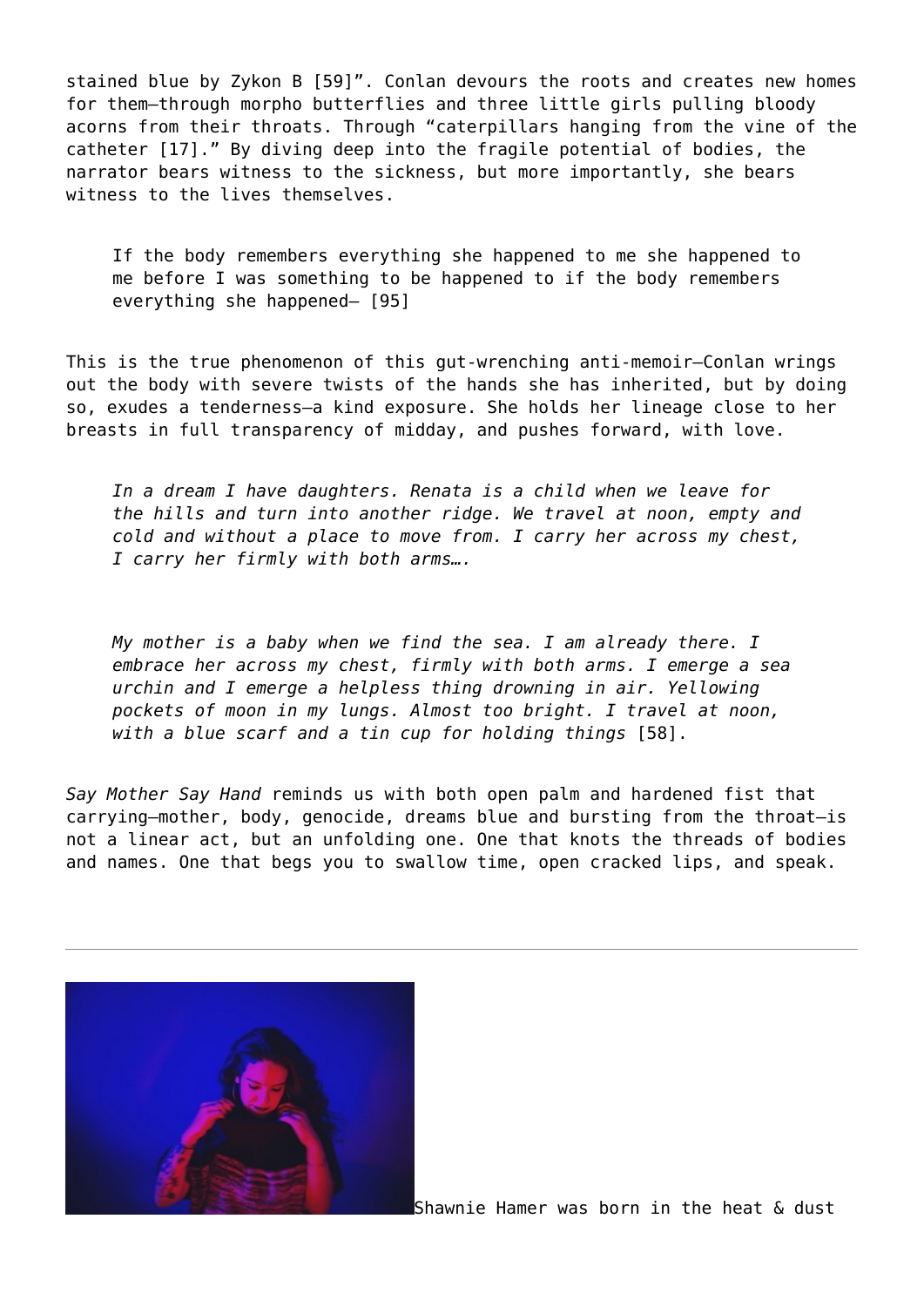stained blue by Zykon B [59]". Conlan devours the roots and creates new homes for them—through morpho butterflies and three little girls pulling bloody acorns from their throats. Through "caterpillars hanging from the vine of the catheter [17]." By diving deep into the fragile potential of bodies, the narrator bears witness to the sickness, but more importantly, she bears witness to the lives themselves.

> If the body remembers everything she happened to me she happened to me before I was something to be happened to if the body remembers everything she happened— [95]

This is the true phenomenon of this gut-wrenching anti-memoir—Conlan wrings out the body with severe twists of the hands she has inherited, but by doing so, exudes a tenderness—a kind exposure. She holds her lineage close to her breasts in full transparency of midday, and pushes forward, with love.

> *In a dream I have daughters. Renata is a child when we leave for the hills and turn into another ridge. We travel at noon, empty and cold and without a place to move from. I carry her across my chest, I carry her firmly with both arms….*

> *My mother is a baby when we find the sea. I am already there. I embrace her across my chest, firmly with both arms. I emerge a sea urchin and I emerge a helpless thing drowning in air. Yellowing pockets of moon in my lungs. Almost too bright. I travel at noon, with a blue scarf and a tin cup for holding things* [58].

*Say Mother Say Hand* reminds us with both open palm and hardened fist that carrying—mother, body, genocide, dreams blue and bursting from the throat—is not a linear act, but an unfolding one. One that knots the threads of bodies and names. One that begs you to swallow time, open cracked lips, and speak.

---

Shawnie Hamer was born in the heat & dust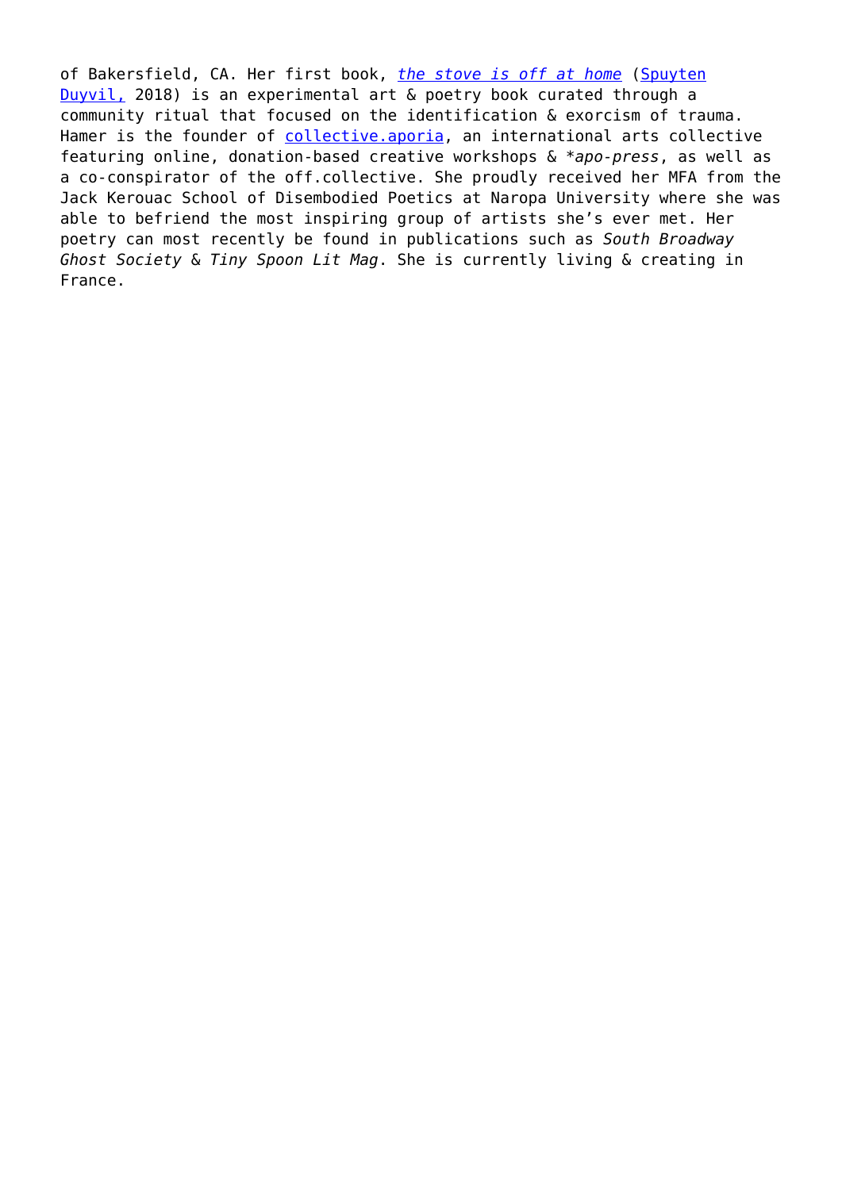of Bakersfield, CA. Her first book, [*the stove is off at home*](#) ([Spuyten Duyvil,](#) 2018) is an experimental art & poetry book curated through a community ritual that focused on the identification & exorcism of trauma. Hamer is the founder of [collective.aporia](#), an international arts collective featuring online, donation-based creative workshops & **apo-press*, as well as a co-conspirator of the off.collective. She proudly received her MFA from the Jack Kerouac School of Disembodied Poetics at Naropa University where she was able to befriend the most inspiring group of artists she's ever met. Her poetry can most recently be found in publications such as *South Broadway Ghost Society* & *Tiny Spoon Lit Mag*. She is currently living & creating in France.